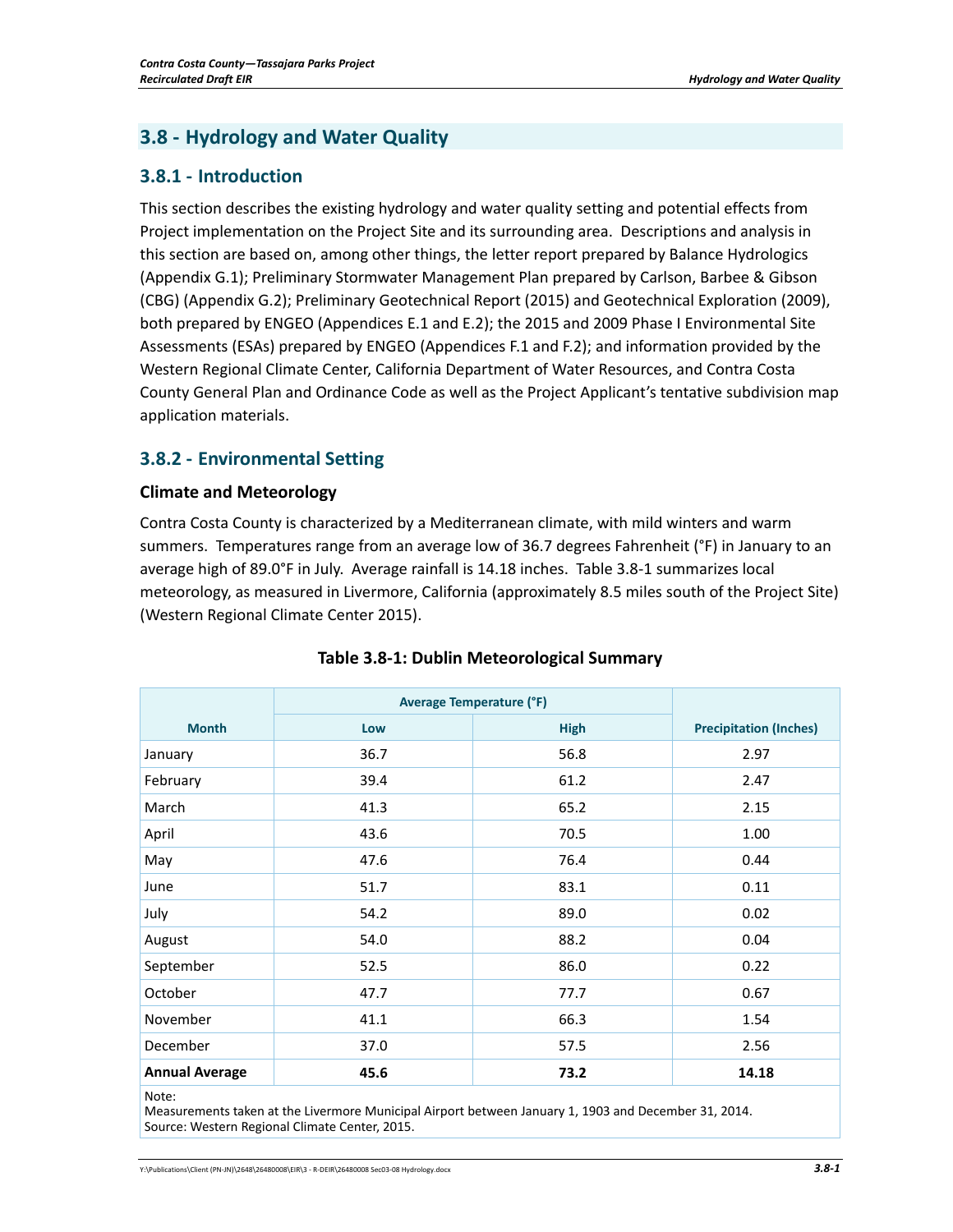## 3.8 - Hydrology and Water Quality

### 3.8.1 - Introduction

This section describes the existing hydrology and water quality setting and potential effects from Project implementation on the Project Site and its surrounding area. Descriptions and analysis in this section are based on, among other things, the letter report prepared by Balance Hydrologics (Appendix G.1); Preliminary Stormwater Management Plan prepared by Carlson, Barbee & Gibson (CBG) (Appendix G.2); Preliminary Geotechnical Report (2015) and Geotechnical Exploration (2009), both prepared by ENGEO (Appendices E.1 and E.2); the 2015 and 2009 Phase I Environmental Site Assessments (ESAs) prepared by ENGEO (Appendices F.1 and F.2); and information provided by the Western Regional Climate Center, California Department of Water Resources, and Contra Costa County General Plan and Ordinance Code as well as the Project Applicant's tentative subdivision map application materials.

### 3.8.2 - Environmental Setting

#### Climate and Meteorology

Contra Costa County is characterized by a Mediterranean climate, with mild winters and warm summers. Temperatures range from an average low of 36.7 degrees Fahrenheit (°F) in January to an average high of 89.0°F in July. Average rainfall is 14.18 inches. Table 3.8-1 summarizes local meteorology, as measured in Livermore, California (approximately 8.5 miles south of the Project Site) (Western Regional Climate Center 2015).

**Table 3.8-1: Dublin Meteorological Summary**

| Month | Average Temperature (°F) | | Precipitation (Inches) |
|---|---|---|---|
| | Low | High | |
| January | 36.7 | 56.8 | 2.97 |
| February | 39.4 | 61.2 | 2.47 |
| March | 41.3 | 65.2 | 2.15 |
| April | 43.6 | 70.5 | 1.00 |
| May | 47.6 | 76.4 | 0.44 |
| June | 51.7 | 83.1 | 0.11 |
| July | 54.2 | 89.0 | 0.02 |
| August | 54.0 | 88.2 | 0.04 |
| September | 52.5 | 86.0 | 0.22 |
| October | 47.7 | 77.7 | 0.67 |
| November | 41.1 | 66.3 | 1.54 |
| December | 37.0 | 57.5 | 2.56 |
| **Annual Average** | **45.6** | **73.2** | **14.18** |

Note:
Measurements taken at the Livermore Municipal Airport between January 1, 1903 and December 31, 2014.
Source: Western Regional Climate Center, 2015.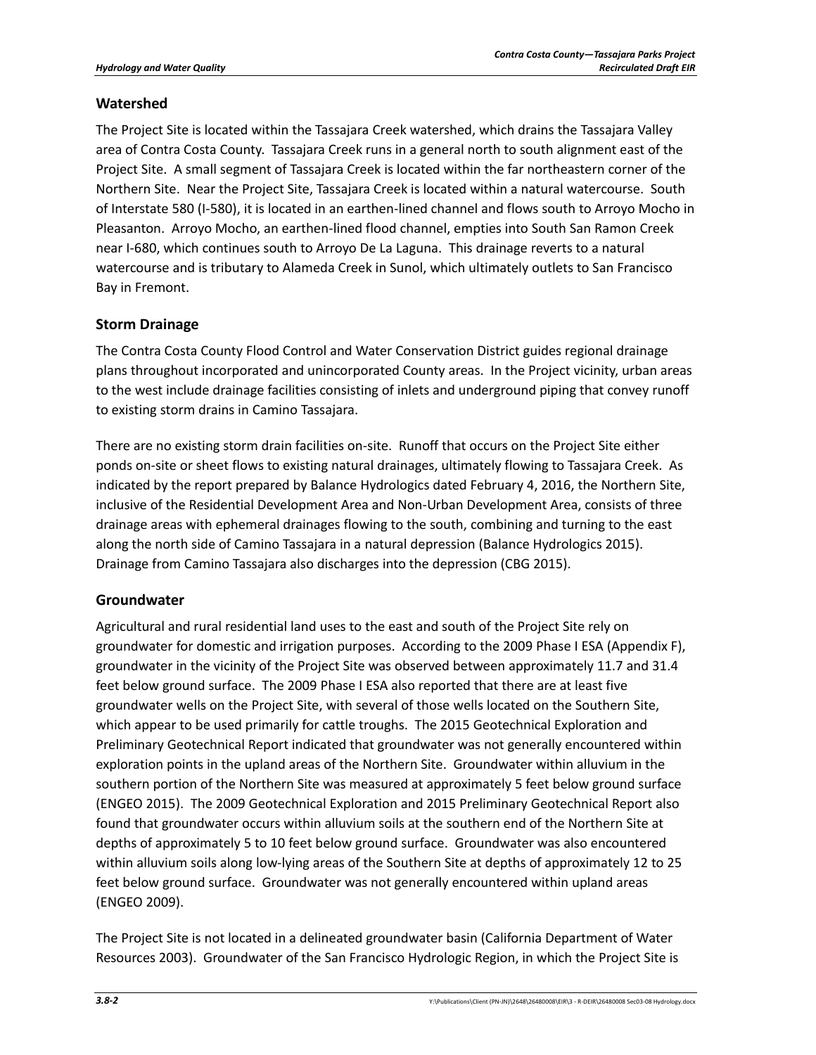## Watershed

The Project Site is located within the Tassajara Creek watershed, which drains the Tassajara Valley area of Contra Costa County. Tassajara Creek runs in a general north to south alignment east of the Project Site. A small segment of Tassajara Creek is located within the far northeastern corner of the Northern Site. Near the Project Site, Tassajara Creek is located within a natural watercourse. South of Interstate 580 (I-580), it is located in an earthen-lined channel and flows south to Arroyo Mocho in Pleasanton. Arroyo Mocho, an earthen-lined flood channel, empties into South San Ramon Creek near I-680, which continues south to Arroyo De La Laguna. This drainage reverts to a natural watercourse and is tributary to Alameda Creek in Sunol, which ultimately outlets to San Francisco Bay in Fremont.

## Storm Drainage

The Contra Costa County Flood Control and Water Conservation District guides regional drainage plans throughout incorporated and unincorporated County areas. In the Project vicinity, urban areas to the west include drainage facilities consisting of inlets and underground piping that convey runoff to existing storm drains in Camino Tassajara.

There are no existing storm drain facilities on-site. Runoff that occurs on the Project Site either ponds on-site or sheet flows to existing natural drainages, ultimately flowing to Tassajara Creek. As indicated by the report prepared by Balance Hydrologics dated February 4, 2016, the Northern Site, inclusive of the Residential Development Area and Non-Urban Development Area, consists of three drainage areas with ephemeral drainages flowing to the south, combining and turning to the east along the north side of Camino Tassajara in a natural depression (Balance Hydrologics 2015). Drainage from Camino Tassajara also discharges into the depression (CBG 2015).

## Groundwater

Agricultural and rural residential land uses to the east and south of the Project Site rely on groundwater for domestic and irrigation purposes. According to the 2009 Phase I ESA (Appendix F), groundwater in the vicinity of the Project Site was observed between approximately 11.7 and 31.4 feet below ground surface. The 2009 Phase I ESA also reported that there are at least five groundwater wells on the Project Site, with several of those wells located on the Southern Site, which appear to be used primarily for cattle troughs. The 2015 Geotechnical Exploration and Preliminary Geotechnical Report indicated that groundwater was not generally encountered within exploration points in the upland areas of the Northern Site. Groundwater within alluvium in the southern portion of the Northern Site was measured at approximately 5 feet below ground surface (ENGEO 2015). The 2009 Geotechnical Exploration and 2015 Preliminary Geotechnical Report also found that groundwater occurs within alluvium soils at the southern end of the Northern Site at depths of approximately 5 to 10 feet below ground surface. Groundwater was also encountered within alluvium soils along low-lying areas of the Southern Site at depths of approximately 12 to 25 feet below ground surface. Groundwater was not generally encountered within upland areas (ENGEO 2009).

The Project Site is not located in a delineated groundwater basin (California Department of Water Resources 2003). Groundwater of the San Francisco Hydrologic Region, in which the Project Site is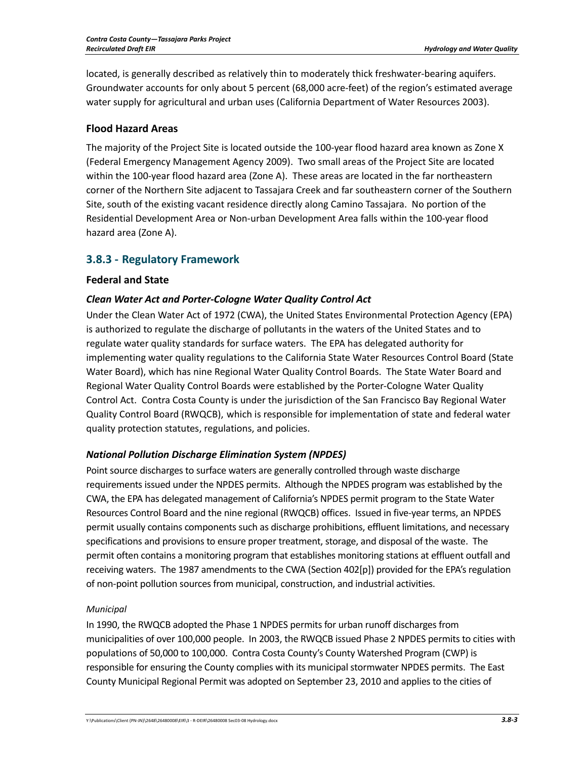located, is generally described as relatively thin to moderately thick freshwater-bearing aquifers. Groundwater accounts for only about 5 percent (68,000 acre-feet) of the region's estimated average water supply for agricultural and urban uses (California Department of Water Resources 2003).

### Flood Hazard Areas

The majority of the Project Site is located outside the 100-year flood hazard area known as Zone X (Federal Emergency Management Agency 2009). Two small areas of the Project Site are located within the 100-year flood hazard area (Zone A). These areas are located in the far northeastern corner of the Northern Site adjacent to Tassajara Creek and far southeastern corner of the Southern Site, south of the existing vacant residence directly along Camino Tassajara. No portion of the Residential Development Area or Non-urban Development Area falls within the 100-year flood hazard area (Zone A).

## 3.8.3 - Regulatory Framework

### Federal and State

#### *Clean Water Act and Porter-Cologne Water Quality Control Act*

Under the Clean Water Act of 1972 (CWA), the United States Environmental Protection Agency (EPA) is authorized to regulate the discharge of pollutants in the waters of the United States and to regulate water quality standards for surface waters. The EPA has delegated authority for implementing water quality regulations to the California State Water Resources Control Board (State Water Board), which has nine Regional Water Quality Control Boards. The State Water Board and Regional Water Quality Control Boards were established by the Porter-Cologne Water Quality Control Act. Contra Costa County is under the jurisdiction of the San Francisco Bay Regional Water Quality Control Board (RWQCB), which is responsible for implementation of state and federal water quality protection statutes, regulations, and policies.

#### *National Pollution Discharge Elimination System (NPDES)*

Point source discharges to surface waters are generally controlled through waste discharge requirements issued under the NPDES permits. Although the NPDES program was established by the CWA, the EPA has delegated management of California's NPDES permit program to the State Water Resources Control Board and the nine regional (RWQCB) offices. Issued in five-year terms, an NPDES permit usually contains components such as discharge prohibitions, effluent limitations, and necessary specifications and provisions to ensure proper treatment, storage, and disposal of the waste. The permit often contains a monitoring program that establishes monitoring stations at effluent outfall and receiving waters. The 1987 amendments to the CWA (Section 402[p]) provided for the EPA's regulation of non-point pollution sources from municipal, construction, and industrial activities.

*Municipal*

In 1990, the RWQCB adopted the Phase 1 NPDES permits for urban runoff discharges from municipalities of over 100,000 people. In 2003, the RWQCB issued Phase 2 NPDES permits to cities with populations of 50,000 to 100,000. Contra Costa County's County Watershed Program (CWP) is responsible for ensuring the County complies with its municipal stormwater NPDES permits. The East County Municipal Regional Permit was adopted on September 23, 2010 and applies to the cities of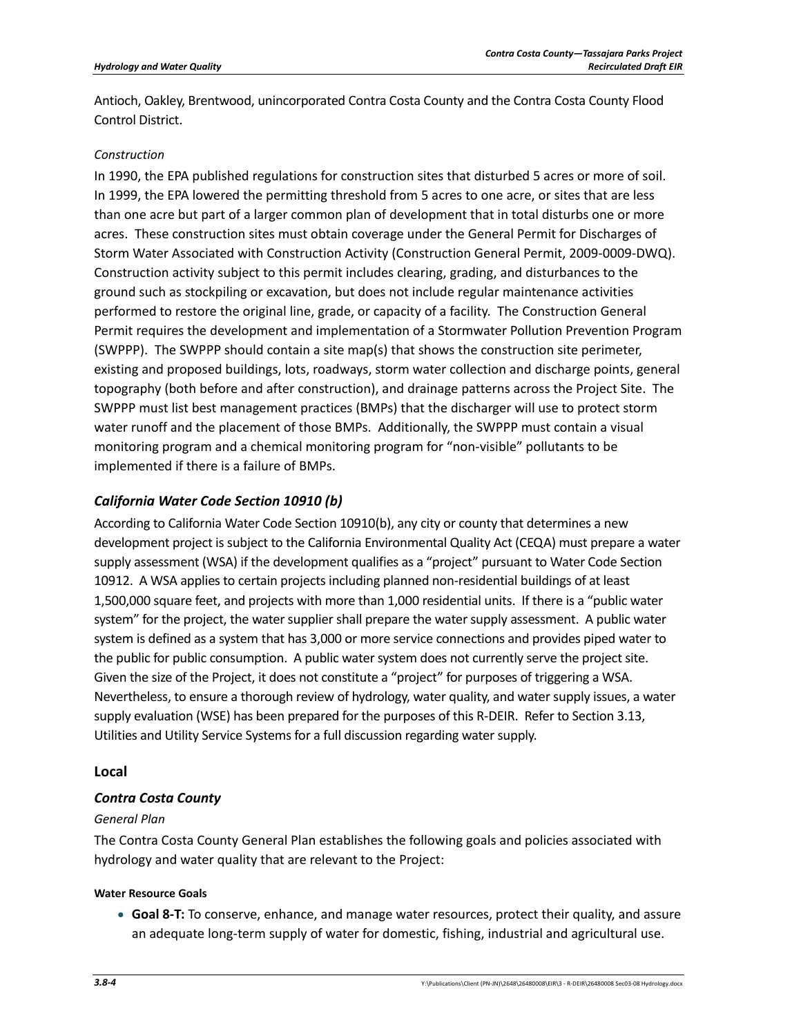Antioch, Oakley, Brentwood, unincorporated Contra Costa County and the Contra Costa County Flood Control District.

*Construction*

In 1990, the EPA published regulations for construction sites that disturbed 5 acres or more of soil. In 1999, the EPA lowered the permitting threshold from 5 acres to one acre, or sites that are less than one acre but part of a larger common plan of development that in total disturbs one or more acres. These construction sites must obtain coverage under the General Permit for Discharges of Storm Water Associated with Construction Activity (Construction General Permit, 2009-0009-DWQ). Construction activity subject to this permit includes clearing, grading, and disturbances to the ground such as stockpiling or excavation, but does not include regular maintenance activities performed to restore the original line, grade, or capacity of a facility. The Construction General Permit requires the development and implementation of a Stormwater Pollution Prevention Program (SWPPP). The SWPPP should contain a site map(s) that shows the construction site perimeter, existing and proposed buildings, lots, roadways, storm water collection and discharge points, general topography (both before and after construction), and drainage patterns across the Project Site. The SWPPP must list best management practices (BMPs) that the discharger will use to protect storm water runoff and the placement of those BMPs. Additionally, the SWPPP must contain a visual monitoring program and a chemical monitoring program for "non-visible" pollutants to be implemented if there is a failure of BMPs.

### *California Water Code Section 10910 (b)*

According to California Water Code Section 10910(b), any city or county that determines a new development project is subject to the California Environmental Quality Act (CEQA) must prepare a water supply assessment (WSA) if the development qualifies as a "project" pursuant to Water Code Section 10912. A WSA applies to certain projects including planned non-residential buildings of at least 1,500,000 square feet, and projects with more than 1,000 residential units. If there is a "public water system" for the project, the water supplier shall prepare the water supply assessment. A public water system is defined as a system that has 3,000 or more service connections and provides piped water to the public for public consumption. A public water system does not currently serve the project site. Given the size of the Project, it does not constitute a "project" for purposes of triggering a WSA. Nevertheless, to ensure a thorough review of hydrology, water quality, and water supply issues, a water supply evaluation (WSE) has been prepared for the purposes of this R-DEIR. Refer to Section 3.13, Utilities and Utility Service Systems for a full discussion regarding water supply.

## Local

### *Contra Costa County*

*General Plan*

The Contra Costa County General Plan establishes the following goals and policies associated with hydrology and water quality that are relevant to the Project:

**Water Resource Goals**

- **Goal 8-T:** To conserve, enhance, and manage water resources, protect their quality, and assure an adequate long-term supply of water for domestic, fishing, industrial and agricultural use.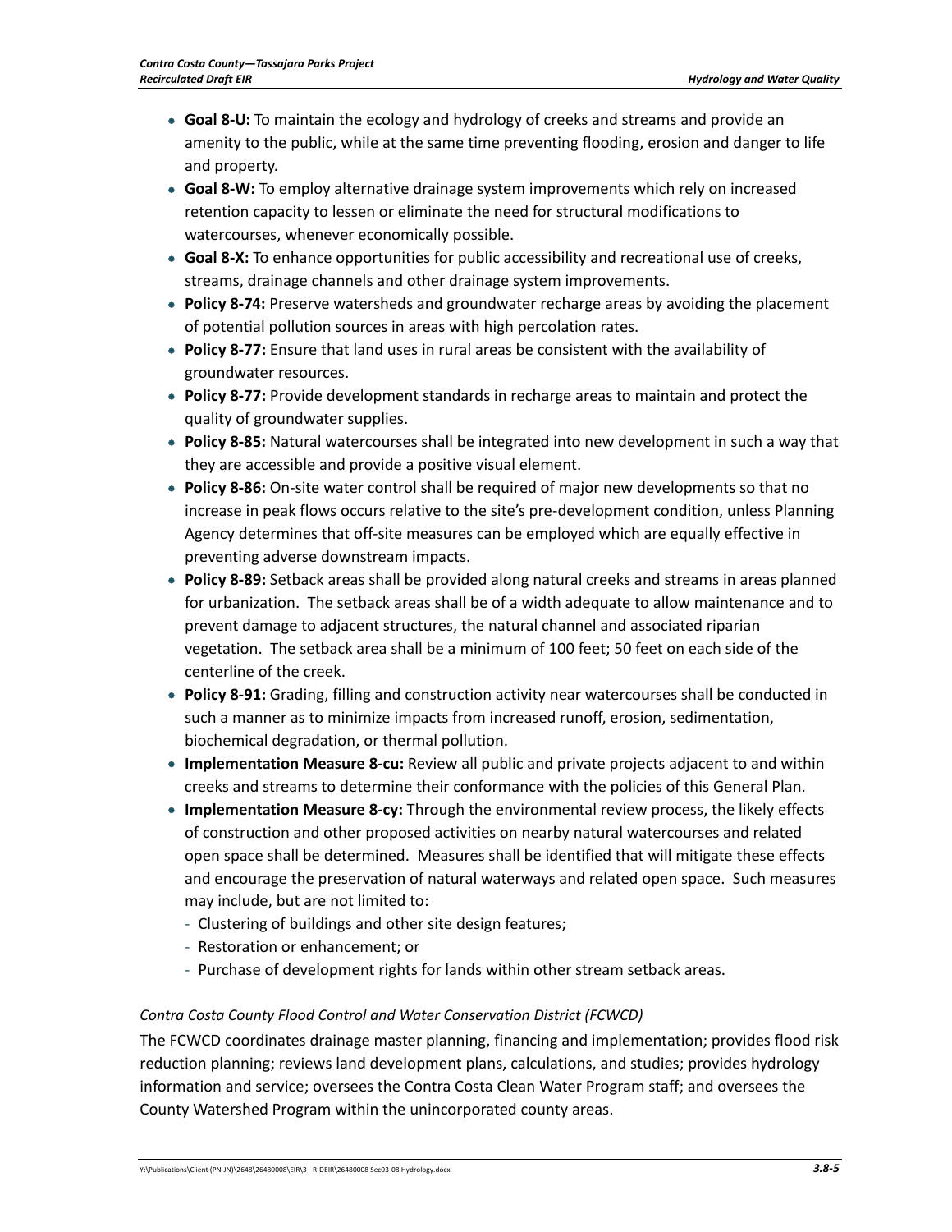- **Goal 8-U:** To maintain the ecology and hydrology of creeks and streams and provide an amenity to the public, while at the same time preventing flooding, erosion and danger to life and property.
- **Goal 8-W:** To employ alternative drainage system improvements which rely on increased retention capacity to lessen or eliminate the need for structural modifications to watercourses, whenever economically possible.
- **Goal 8-X:** To enhance opportunities for public accessibility and recreational use of creeks, streams, drainage channels and other drainage system improvements.
- **Policy 8-74:** Preserve watersheds and groundwater recharge areas by avoiding the placement of potential pollution sources in areas with high percolation rates.
- **Policy 8-77:** Ensure that land uses in rural areas be consistent with the availability of groundwater resources.
- **Policy 8-77:** Provide development standards in recharge areas to maintain and protect the quality of groundwater supplies.
- **Policy 8-85:** Natural watercourses shall be integrated into new development in such a way that they are accessible and provide a positive visual element.
- **Policy 8-86:** On-site water control shall be required of major new developments so that no increase in peak flows occurs relative to the site's pre-development condition, unless Planning Agency determines that off-site measures can be employed which are equally effective in preventing adverse downstream impacts.
- **Policy 8-89:** Setback areas shall be provided along natural creeks and streams in areas planned for urbanization. The setback areas shall be of a width adequate to allow maintenance and to prevent damage to adjacent structures, the natural channel and associated riparian vegetation. The setback area shall be a minimum of 100 feet; 50 feet on each side of the centerline of the creek.
- **Policy 8-91:** Grading, filling and construction activity near watercourses shall be conducted in such a manner as to minimize impacts from increased runoff, erosion, sedimentation, biochemical degradation, or thermal pollution.
- **Implementation Measure 8-cu:** Review all public and private projects adjacent to and within creeks and streams to determine their conformance with the policies of this General Plan.
- **Implementation Measure 8-cy:** Through the environmental review process, the likely effects of construction and other proposed activities on nearby natural watercourses and related open space shall be determined. Measures shall be identified that will mitigate these effects and encourage the preservation of natural waterways and related open space. Such measures may include, but are not limited to:
  - Clustering of buildings and other site design features;
  - Restoration or enhancement; or
  - Purchase of development rights for lands within other stream setback areas.

*Contra Costa County Flood Control and Water Conservation District (FCWCD)*

The FCWCD coordinates drainage master planning, financing and implementation; provides flood risk reduction planning; reviews land development plans, calculations, and studies; provides hydrology information and service; oversees the Contra Costa Clean Water Program staff; and oversees the County Watershed Program within the unincorporated county areas.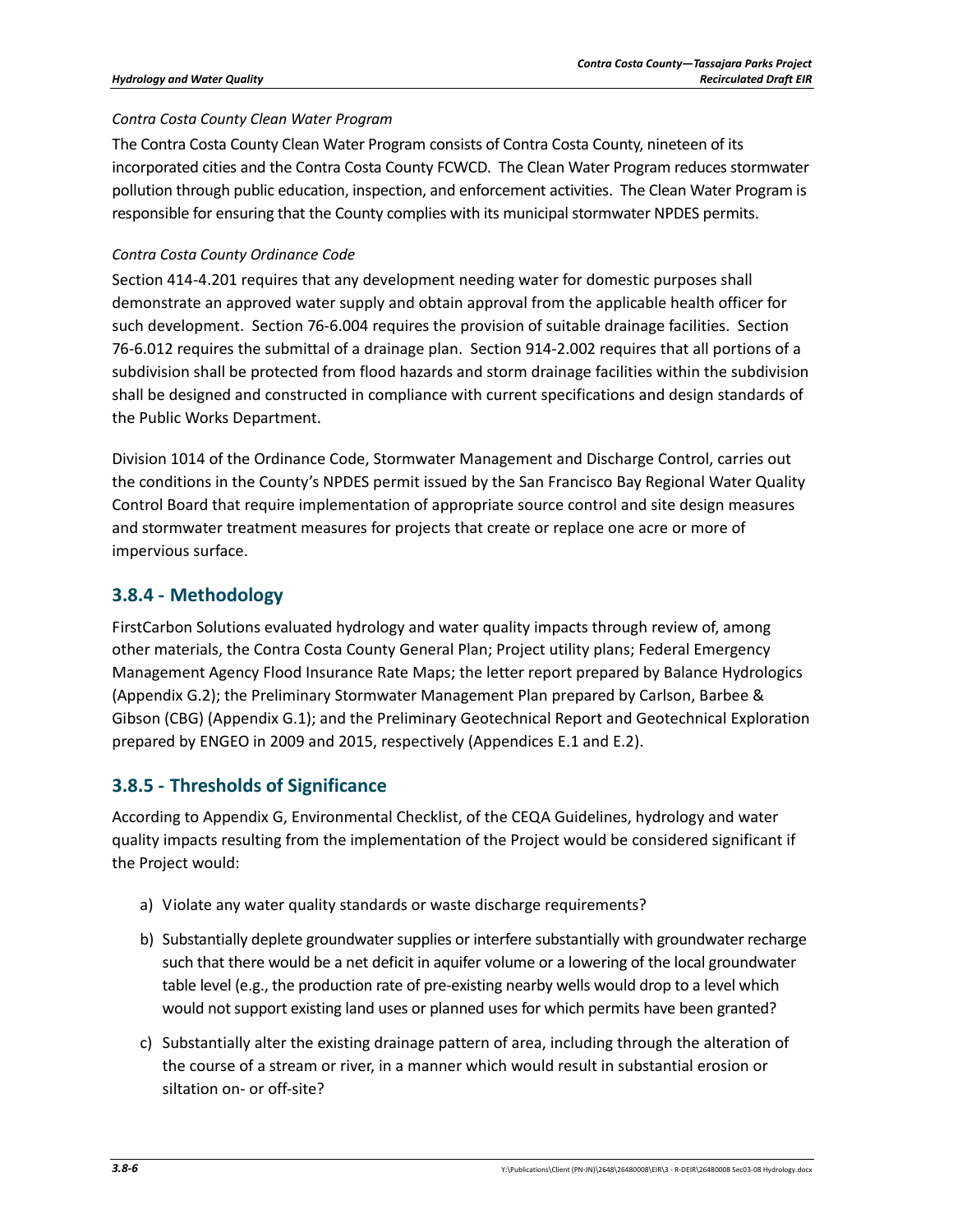*Contra Costa County Clean Water Program*

The Contra Costa County Clean Water Program consists of Contra Costa County, nineteen of its incorporated cities and the Contra Costa County FCWCD. The Clean Water Program reduces stormwater pollution through public education, inspection, and enforcement activities. The Clean Water Program is responsible for ensuring that the County complies with its municipal stormwater NPDES permits.

*Contra Costa County Ordinance Code*

Section 414-4.201 requires that any development needing water for domestic purposes shall demonstrate an approved water supply and obtain approval from the applicable health officer for such development. Section 76-6.004 requires the provision of suitable drainage facilities. Section 76-6.012 requires the submittal of a drainage plan. Section 914-2.002 requires that all portions of a subdivision shall be protected from flood hazards and storm drainage facilities within the subdivision shall be designed and constructed in compliance with current specifications and design standards of the Public Works Department.

Division 1014 of the Ordinance Code, Stormwater Management and Discharge Control, carries out the conditions in the County's NPDES permit issued by the San Francisco Bay Regional Water Quality Control Board that require implementation of appropriate source control and site design measures and stormwater treatment measures for projects that create or replace one acre or more of impervious surface.

## 3.8.4 - Methodology

FirstCarbon Solutions evaluated hydrology and water quality impacts through review of, among other materials, the Contra Costa County General Plan; Project utility plans; Federal Emergency Management Agency Flood Insurance Rate Maps; the letter report prepared by Balance Hydrologics (Appendix G.2); the Preliminary Stormwater Management Plan prepared by Carlson, Barbee & Gibson (CBG) (Appendix G.1); and the Preliminary Geotechnical Report and Geotechnical Exploration prepared by ENGEO in 2009 and 2015, respectively (Appendices E.1 and E.2).

## 3.8.5 - Thresholds of Significance

According to Appendix G, Environmental Checklist, of the CEQA Guidelines, hydrology and water quality impacts resulting from the implementation of the Project would be considered significant if the Project would:

a) Violate any water quality standards or waste discharge requirements?

b) Substantially deplete groundwater supplies or interfere substantially with groundwater recharge such that there would be a net deficit in aquifer volume or a lowering of the local groundwater table level (e.g., the production rate of pre-existing nearby wells would drop to a level which would not support existing land uses or planned uses for which permits have been granted?

c) Substantially alter the existing drainage pattern of area, including through the alteration of the course of a stream or river, in a manner which would result in substantial erosion or siltation on- or off-site?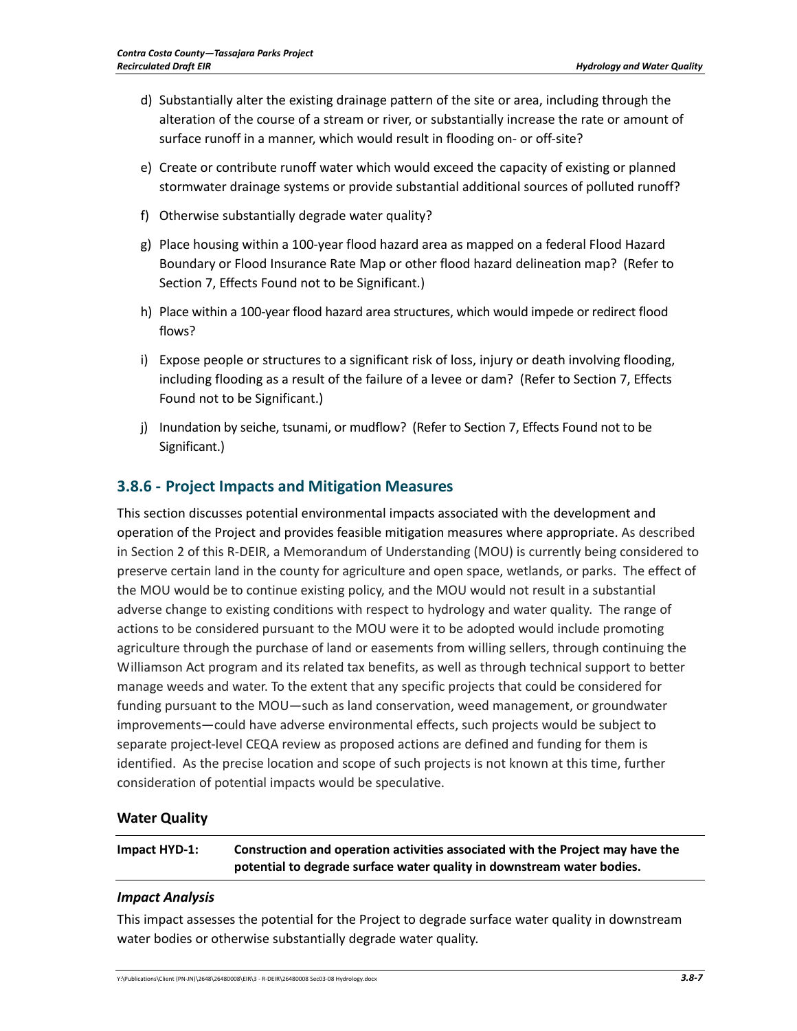d) Substantially alter the existing drainage pattern of the site or area, including through the alteration of the course of a stream or river, or substantially increase the rate or amount of surface runoff in a manner, which would result in flooding on- or off-site?

e) Create or contribute runoff water which would exceed the capacity of existing or planned stormwater drainage systems or provide substantial additional sources of polluted runoff?

f) Otherwise substantially degrade water quality?

g) Place housing within a 100-year flood hazard area as mapped on a federal Flood Hazard Boundary or Flood Insurance Rate Map or other flood hazard delineation map? (Refer to Section 7, Effects Found not to be Significant.)

h) Place within a 100-year flood hazard area structures, which would impede or redirect flood flows?

i) Expose people or structures to a significant risk of loss, injury or death involving flooding, including flooding as a result of the failure of a levee or dam? (Refer to Section 7, Effects Found not to be Significant.)

j) Inundation by seiche, tsunami, or mudflow? (Refer to Section 7, Effects Found not to be Significant.)

## 3.8.6 - Project Impacts and Mitigation Measures

This section discusses potential environmental impacts associated with the development and operation of the Project and provides feasible mitigation measures where appropriate. As described in Section 2 of this R-DEIR, a Memorandum of Understanding (MOU) is currently being considered to preserve certain land in the county for agriculture and open space, wetlands, or parks. The effect of the MOU would be to continue existing policy, and the MOU would not result in a substantial adverse change to existing conditions with respect to hydrology and water quality. The range of actions to be considered pursuant to the MOU were it to be adopted would include promoting agriculture through the purchase of land or easements from willing sellers, through continuing the Williamson Act program and its related tax benefits, as well as through technical support to better manage weeds and water. To the extent that any specific projects that could be considered for funding pursuant to the MOU—such as land conservation, weed management, or groundwater improvements—could have adverse environmental effects, such projects would be subject to separate project-level CEQA review as proposed actions are defined and funding for them is identified. As the precise location and scope of such projects is not known at this time, further consideration of potential impacts would be speculative.

### Water Quality

**Impact HYD-1: Construction and operation activities associated with the Project may have the potential to degrade surface water quality in downstream water bodies.**

#### *Impact Analysis*

This impact assesses the potential for the Project to degrade surface water quality in downstream water bodies or otherwise substantially degrade water quality.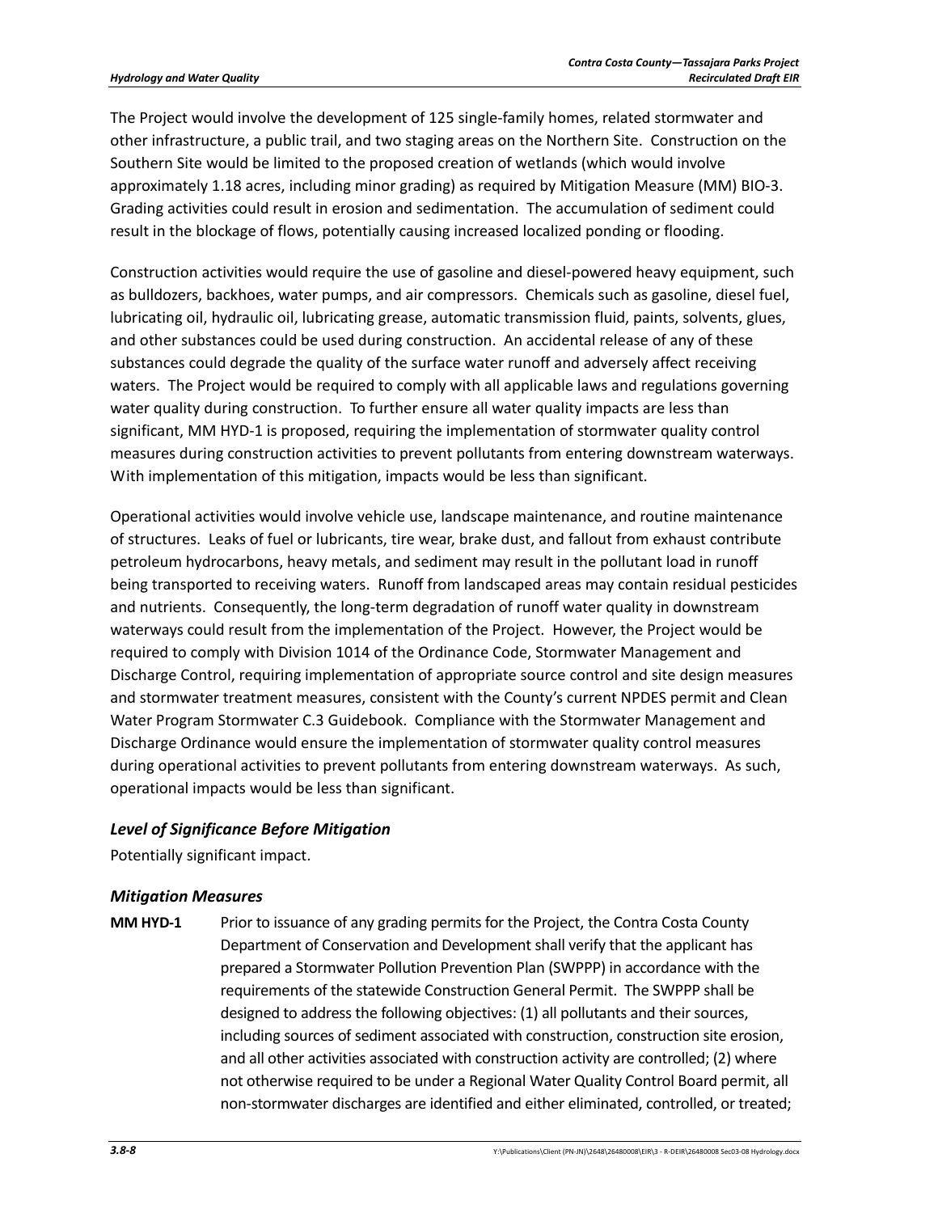The Project would involve the development of 125 single-family homes, related stormwater and other infrastructure, a public trail, and two staging areas on the Northern Site. Construction on the Southern Site would be limited to the proposed creation of wetlands (which would involve approximately 1.18 acres, including minor grading) as required by Mitigation Measure (MM) BIO-3. Grading activities could result in erosion and sedimentation. The accumulation of sediment could result in the blockage of flows, potentially causing increased localized ponding or flooding.

Construction activities would require the use of gasoline and diesel-powered heavy equipment, such as bulldozers, backhoes, water pumps, and air compressors. Chemicals such as gasoline, diesel fuel, lubricating oil, hydraulic oil, lubricating grease, automatic transmission fluid, paints, solvents, glues, and other substances could be used during construction. An accidental release of any of these substances could degrade the quality of the surface water runoff and adversely affect receiving waters. The Project would be required to comply with all applicable laws and regulations governing water quality during construction. To further ensure all water quality impacts are less than significant, MM HYD-1 is proposed, requiring the implementation of stormwater quality control measures during construction activities to prevent pollutants from entering downstream waterways. With implementation of this mitigation, impacts would be less than significant.

Operational activities would involve vehicle use, landscape maintenance, and routine maintenance of structures. Leaks of fuel or lubricants, tire wear, brake dust, and fallout from exhaust contribute petroleum hydrocarbons, heavy metals, and sediment may result in the pollutant load in runoff being transported to receiving waters. Runoff from landscaped areas may contain residual pesticides and nutrients. Consequently, the long-term degradation of runoff water quality in downstream waterways could result from the implementation of the Project. However, the Project would be required to comply with Division 1014 of the Ordinance Code, Stormwater Management and Discharge Control, requiring implementation of appropriate source control and site design measures and stormwater treatment measures, consistent with the County's current NPDES permit and Clean Water Program Stormwater C.3 Guidebook. Compliance with the Stormwater Management and Discharge Ordinance would ensure the implementation of stormwater quality control measures during operational activities to prevent pollutants from entering downstream waterways. As such, operational impacts would be less than significant.

### *Level of Significance Before Mitigation*

Potentially significant impact.

### *Mitigation Measures*

**MM HYD-1** Prior to issuance of any grading permits for the Project, the Contra Costa County Department of Conservation and Development shall verify that the applicant has prepared a Stormwater Pollution Prevention Plan (SWPPP) in accordance with the requirements of the statewide Construction General Permit. The SWPPP shall be designed to address the following objectives: (1) all pollutants and their sources, including sources of sediment associated with construction, construction site erosion, and all other activities associated with construction activity are controlled; (2) where not otherwise required to be under a Regional Water Quality Control Board permit, all non-stormwater discharges are identified and either eliminated, controlled, or treated;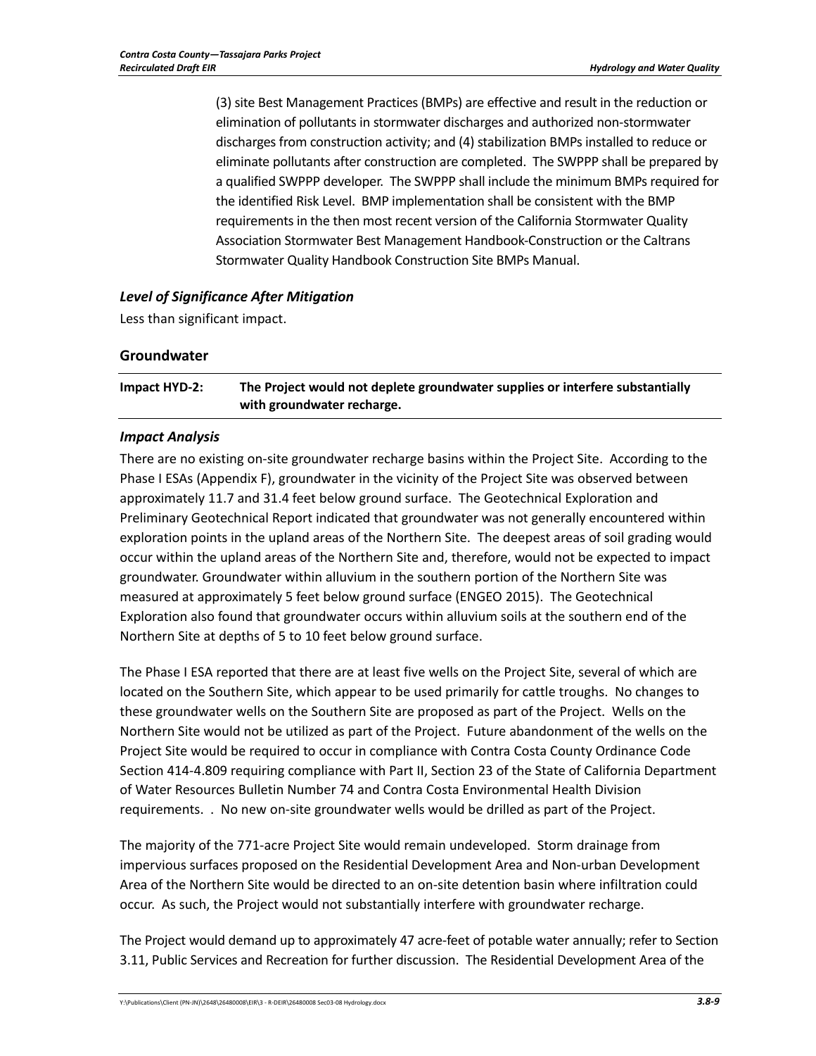(3) site Best Management Practices (BMPs) are effective and result in the reduction or elimination of pollutants in stormwater discharges and authorized non-stormwater discharges from construction activity; and (4) stabilization BMPs installed to reduce or eliminate pollutants after construction are completed. The SWPPP shall be prepared by a qualified SWPPP developer. The SWPPP shall include the minimum BMPs required for the identified Risk Level. BMP implementation shall be consistent with the BMP requirements in the then most recent version of the California Stormwater Quality Association Stormwater Best Management Handbook-Construction or the Caltrans Stormwater Quality Handbook Construction Site BMPs Manual.

### *Level of Significance After Mitigation*

Less than significant impact.

## Groundwater

| Impact HYD-2: | The Project would not deplete groundwater supplies or interfere substantially with groundwater recharge. |
|---|---|

### *Impact Analysis*

There are no existing on-site groundwater recharge basins within the Project Site. According to the Phase I ESAs (Appendix F), groundwater in the vicinity of the Project Site was observed between approximately 11.7 and 31.4 feet below ground surface. The Geotechnical Exploration and Preliminary Geotechnical Report indicated that groundwater was not generally encountered within exploration points in the upland areas of the Northern Site. The deepest areas of soil grading would occur within the upland areas of the Northern Site and, therefore, would not be expected to impact groundwater. Groundwater within alluvium in the southern portion of the Northern Site was measured at approximately 5 feet below ground surface (ENGEO 2015). The Geotechnical Exploration also found that groundwater occurs within alluvium soils at the southern end of the Northern Site at depths of 5 to 10 feet below ground surface.

The Phase I ESA reported that there are at least five wells on the Project Site, several of which are located on the Southern Site, which appear to be used primarily for cattle troughs. No changes to these groundwater wells on the Southern Site are proposed as part of the Project. Wells on the Northern Site would not be utilized as part of the Project. Future abandonment of the wells on the Project Site would be required to occur in compliance with Contra Costa County Ordinance Code Section 414-4.809 requiring compliance with Part II, Section 23 of the State of California Department of Water Resources Bulletin Number 74 and Contra Costa Environmental Health Division requirements. . No new on-site groundwater wells would be drilled as part of the Project.

The majority of the 771-acre Project Site would remain undeveloped. Storm drainage from impervious surfaces proposed on the Residential Development Area and Non-urban Development Area of the Northern Site would be directed to an on-site detention basin where infiltration could occur. As such, the Project would not substantially interfere with groundwater recharge.

The Project would demand up to approximately 47 acre-feet of potable water annually; refer to Section 3.11, Public Services and Recreation for further discussion. The Residential Development Area of the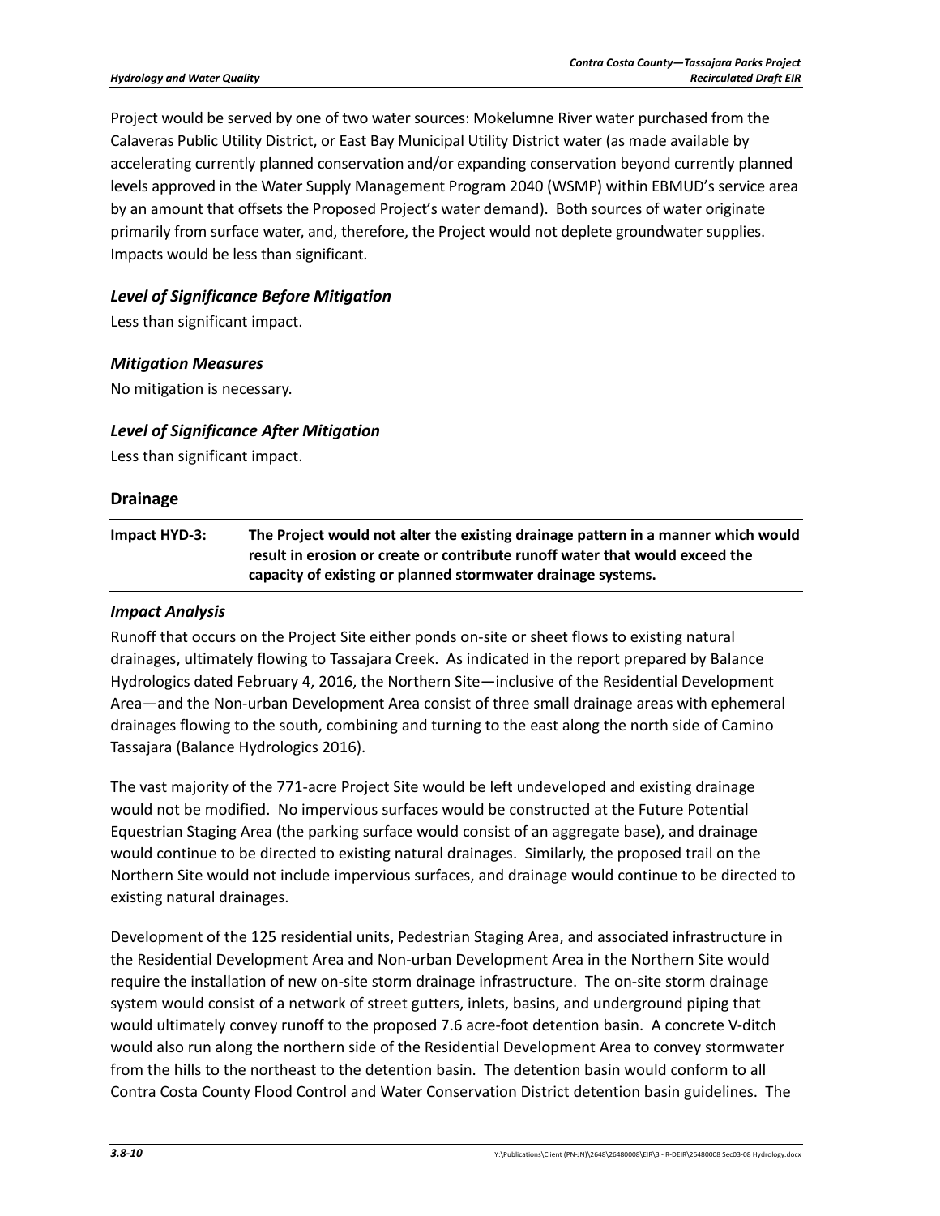Project would be served by one of two water sources: Mokelumne River water purchased from the Calaveras Public Utility District, or East Bay Municipal Utility District water (as made available by accelerating currently planned conservation and/or expanding conservation beyond currently planned levels approved in the Water Supply Management Program 2040 (WSMP) within EBMUD's service area by an amount that offsets the Proposed Project's water demand). Both sources of water originate primarily from surface water, and, therefore, the Project would not deplete groundwater supplies. Impacts would be less than significant.

### *Level of Significance Before Mitigation*

Less than significant impact.

### *Mitigation Measures*

No mitigation is necessary.

### *Level of Significance After Mitigation*

Less than significant impact.

## Drainage

| Impact HYD-3: | The Project would not alter the existing drainage pattern in a manner which would result in erosion or create or contribute runoff water that would exceed the capacity of existing or planned stormwater drainage systems. |
|---|---|

### *Impact Analysis*

Runoff that occurs on the Project Site either ponds on-site or sheet flows to existing natural drainages, ultimately flowing to Tassajara Creek. As indicated in the report prepared by Balance Hydrologics dated February 4, 2016, the Northern Site—inclusive of the Residential Development Area—and the Non-urban Development Area consist of three small drainage areas with ephemeral drainages flowing to the south, combining and turning to the east along the north side of Camino Tassajara (Balance Hydrologics 2016).

The vast majority of the 771-acre Project Site would be left undeveloped and existing drainage would not be modified. No impervious surfaces would be constructed at the Future Potential Equestrian Staging Area (the parking surface would consist of an aggregate base), and drainage would continue to be directed to existing natural drainages. Similarly, the proposed trail on the Northern Site would not include impervious surfaces, and drainage would continue to be directed to existing natural drainages.

Development of the 125 residential units, Pedestrian Staging Area, and associated infrastructure in the Residential Development Area and Non-urban Development Area in the Northern Site would require the installation of new on-site storm drainage infrastructure. The on-site storm drainage system would consist of a network of street gutters, inlets, basins, and underground piping that would ultimately convey runoff to the proposed 7.6 acre-foot detention basin. A concrete V-ditch would also run along the northern side of the Residential Development Area to convey stormwater from the hills to the northeast to the detention basin. The detention basin would conform to all Contra Costa County Flood Control and Water Conservation District detention basin guidelines. The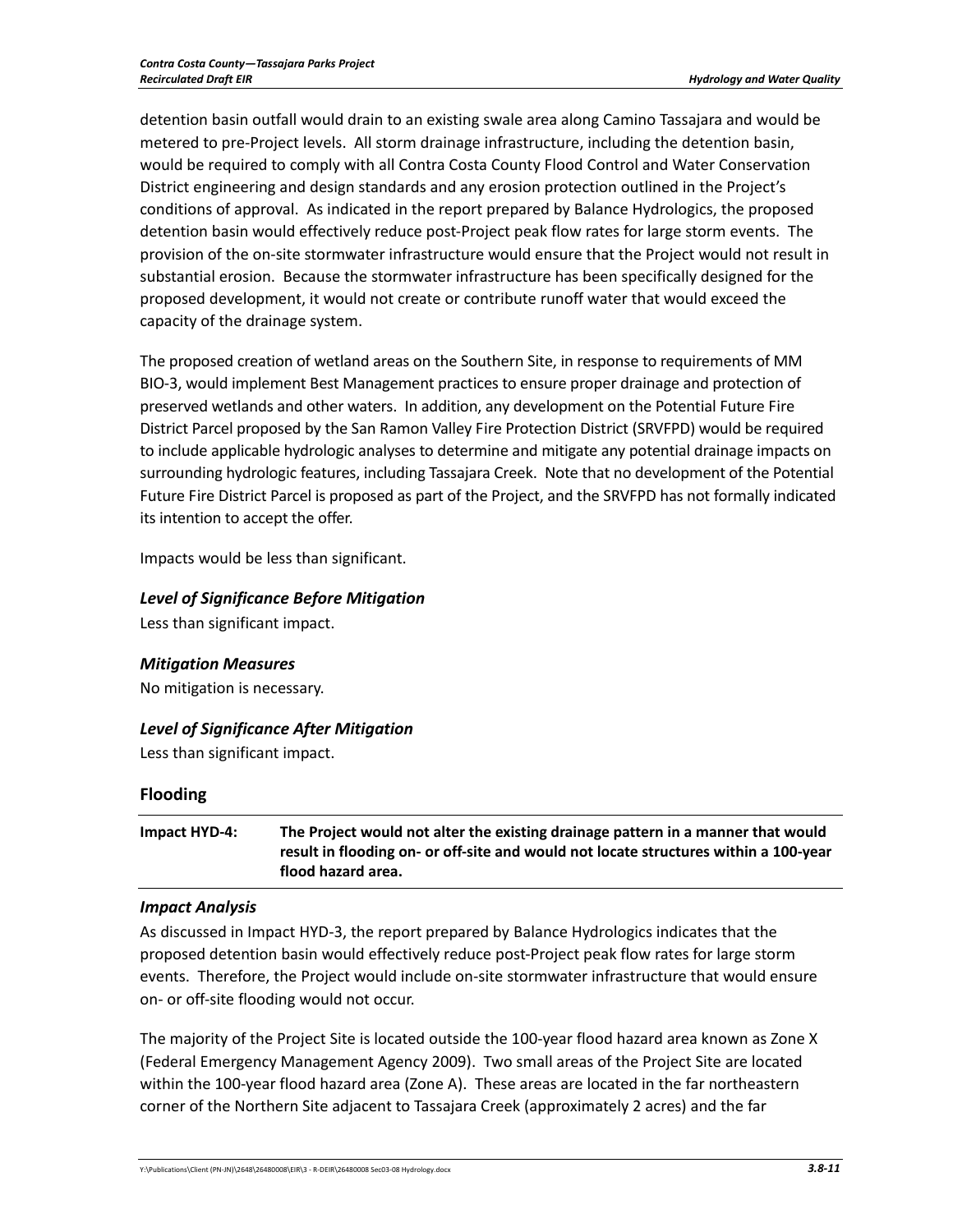detention basin outfall would drain to an existing swale area along Camino Tassajara and would be metered to pre-Project levels. All storm drainage infrastructure, including the detention basin, would be required to comply with all Contra Costa County Flood Control and Water Conservation District engineering and design standards and any erosion protection outlined in the Project's conditions of approval. As indicated in the report prepared by Balance Hydrologics, the proposed detention basin would effectively reduce post-Project peak flow rates for large storm events. The provision of the on-site stormwater infrastructure would ensure that the Project would not result in substantial erosion. Because the stormwater infrastructure has been specifically designed for the proposed development, it would not create or contribute runoff water that would exceed the capacity of the drainage system.

The proposed creation of wetland areas on the Southern Site, in response to requirements of MM BIO-3, would implement Best Management practices to ensure proper drainage and protection of preserved wetlands and other waters. In addition, any development on the Potential Future Fire District Parcel proposed by the San Ramon Valley Fire Protection District (SRVFPD) would be required to include applicable hydrologic analyses to determine and mitigate any potential drainage impacts on surrounding hydrologic features, including Tassajara Creek. Note that no development of the Potential Future Fire District Parcel is proposed as part of the Project, and the SRVFPD has not formally indicated its intention to accept the offer.

Impacts would be less than significant.

### *Level of Significance Before Mitigation*

Less than significant impact.

### *Mitigation Measures*

No mitigation is necessary.

### *Level of Significance After Mitigation*

Less than significant impact.

## Flooding

| Impact HYD-4: | The Project would not alter the existing drainage pattern in a manner that would result in flooding on- or off-site and would not locate structures within a 100-year flood hazard area. |
|---|---|

### *Impact Analysis*

As discussed in Impact HYD-3, the report prepared by Balance Hydrologics indicates that the proposed detention basin would effectively reduce post-Project peak flow rates for large storm events. Therefore, the Project would include on-site stormwater infrastructure that would ensure on- or off-site flooding would not occur.

The majority of the Project Site is located outside the 100-year flood hazard area known as Zone X (Federal Emergency Management Agency 2009). Two small areas of the Project Site are located within the 100-year flood hazard area (Zone A). These areas are located in the far northeastern corner of the Northern Site adjacent to Tassajara Creek (approximately 2 acres) and the far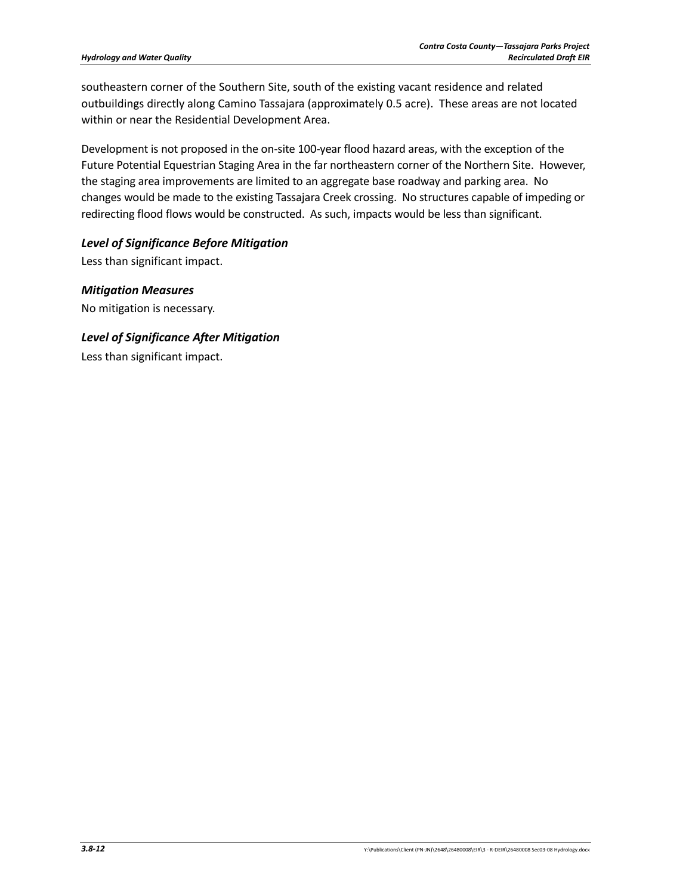southeastern corner of the Southern Site, south of the existing vacant residence and related outbuildings directly along Camino Tassajara (approximately 0.5 acre). These areas are not located within or near the Residential Development Area.

Development is not proposed in the on-site 100-year flood hazard areas, with the exception of the Future Potential Equestrian Staging Area in the far northeastern corner of the Northern Site. However, the staging area improvements are limited to an aggregate base roadway and parking area. No changes would be made to the existing Tassajara Creek crossing. No structures capable of impeding or redirecting flood flows would be constructed. As such, impacts would be less than significant.

### *Level of Significance Before Mitigation*

Less than significant impact.

### *Mitigation Measures*

No mitigation is necessary.

### *Level of Significance After Mitigation*

Less than significant impact.